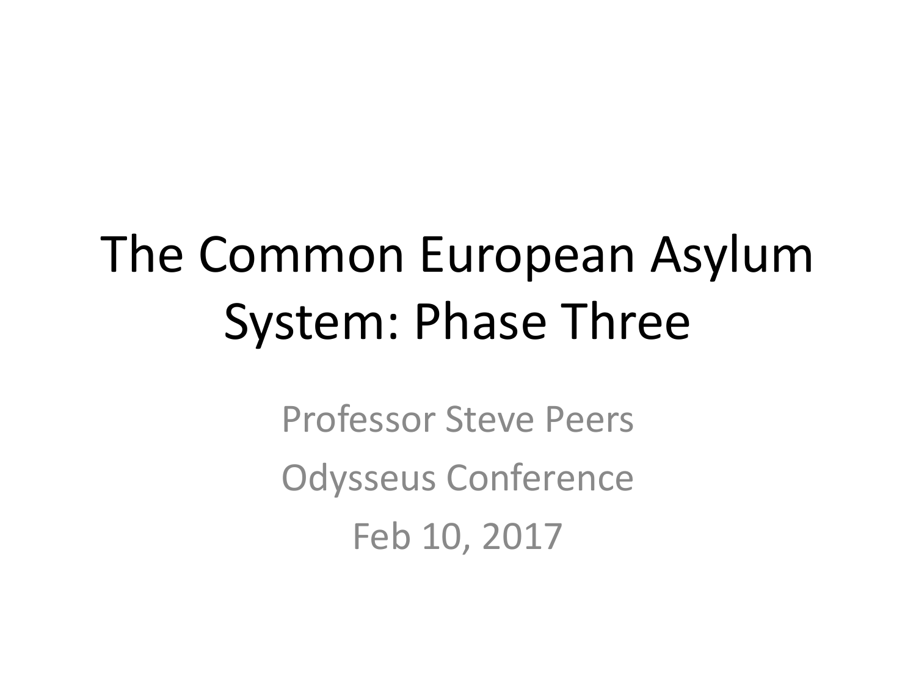# The Common European Asylum System: Phase Three

Professor Steve Peers

Odysseus Conference

Feb 10, 2017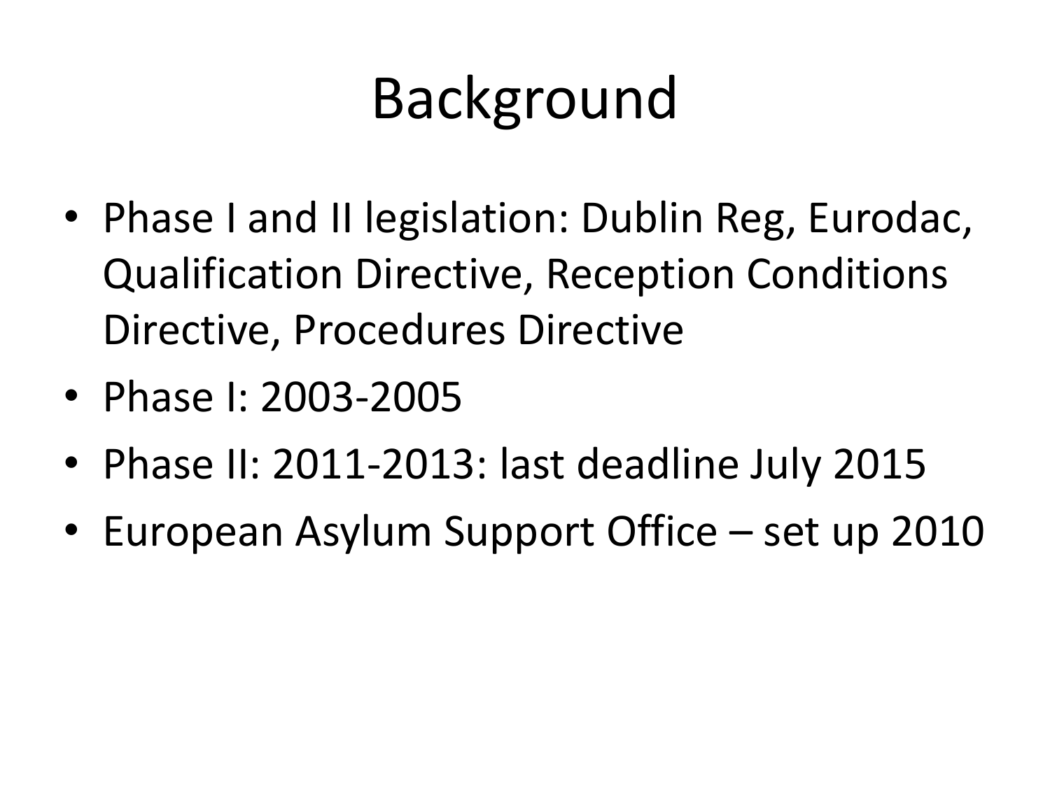# Background

- Phase I and II legislation: Dublin Reg, Eurodac, Qualification Directive, Reception Conditions Directive, Procedures Directive
- Phase I: 2003-2005
- Phase II: 2011-2013: last deadline July 2015
- European Asylum Support Office – set up 2010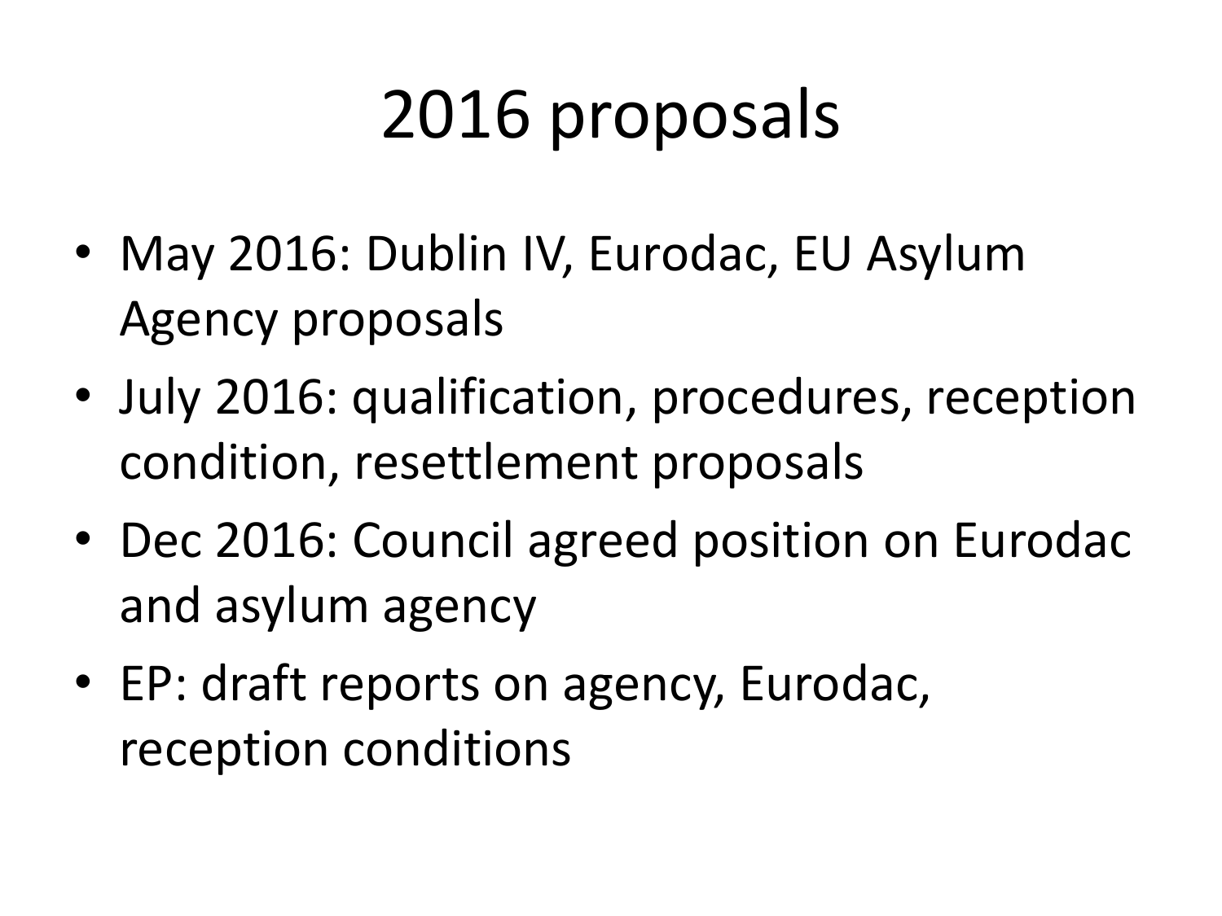# 2016 proposals

- May 2016: Dublin IV, Eurodac, EU Asylum Agency proposals
- July 2016: qualification, procedures, reception condition, resettlement proposals
- Dec 2016: Council agreed position on Eurodac and asylum agency
- EP: draft reports on agency, Eurodac, reception conditions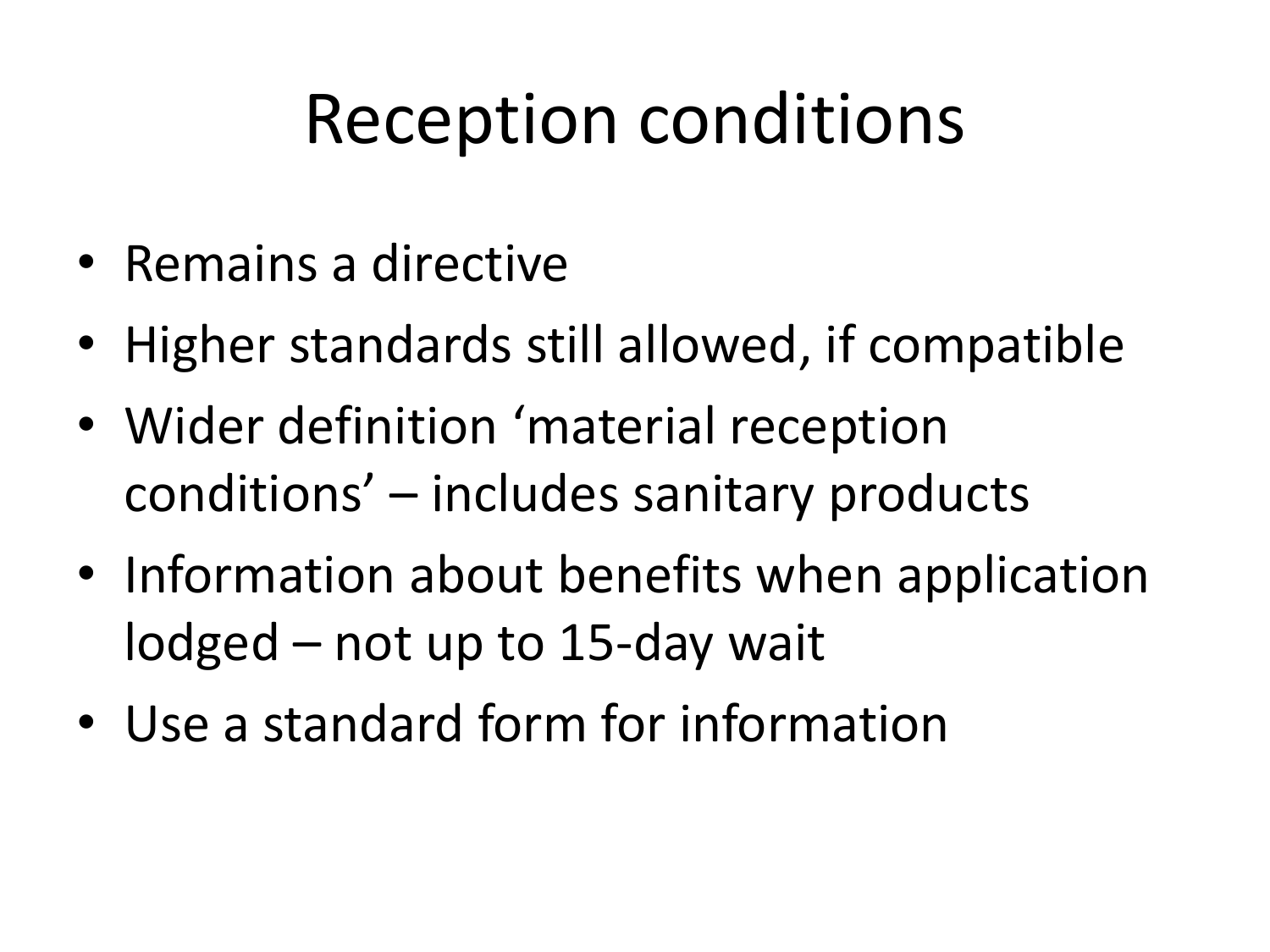# Reception conditions

- Remains a directive
- Higher standards still allowed, if compatible
- Wider definition 'material reception conditions' – includes sanitary products
- Information about benefits when application lodged – not up to 15-day wait
- Use a standard form for information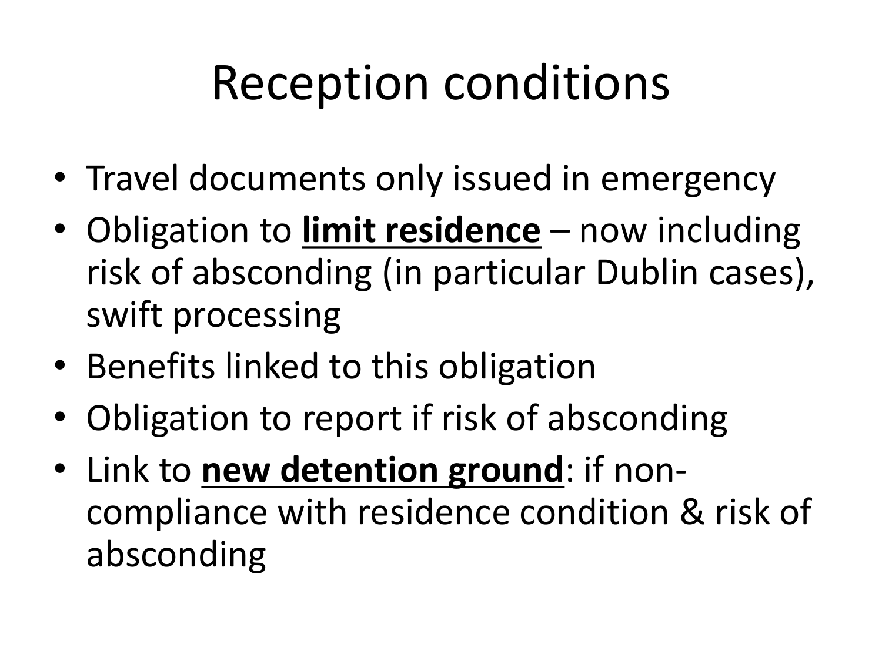# Reception conditions

- Travel documents only issued in emergency
- Obligation to **limit residence** – now including risk of absconding (in particular Dublin cases), swift processing
- Benefits linked to this obligation
- Obligation to report if risk of absconding
- Link to **new detention ground**: if non-compliance with residence condition & risk of absconding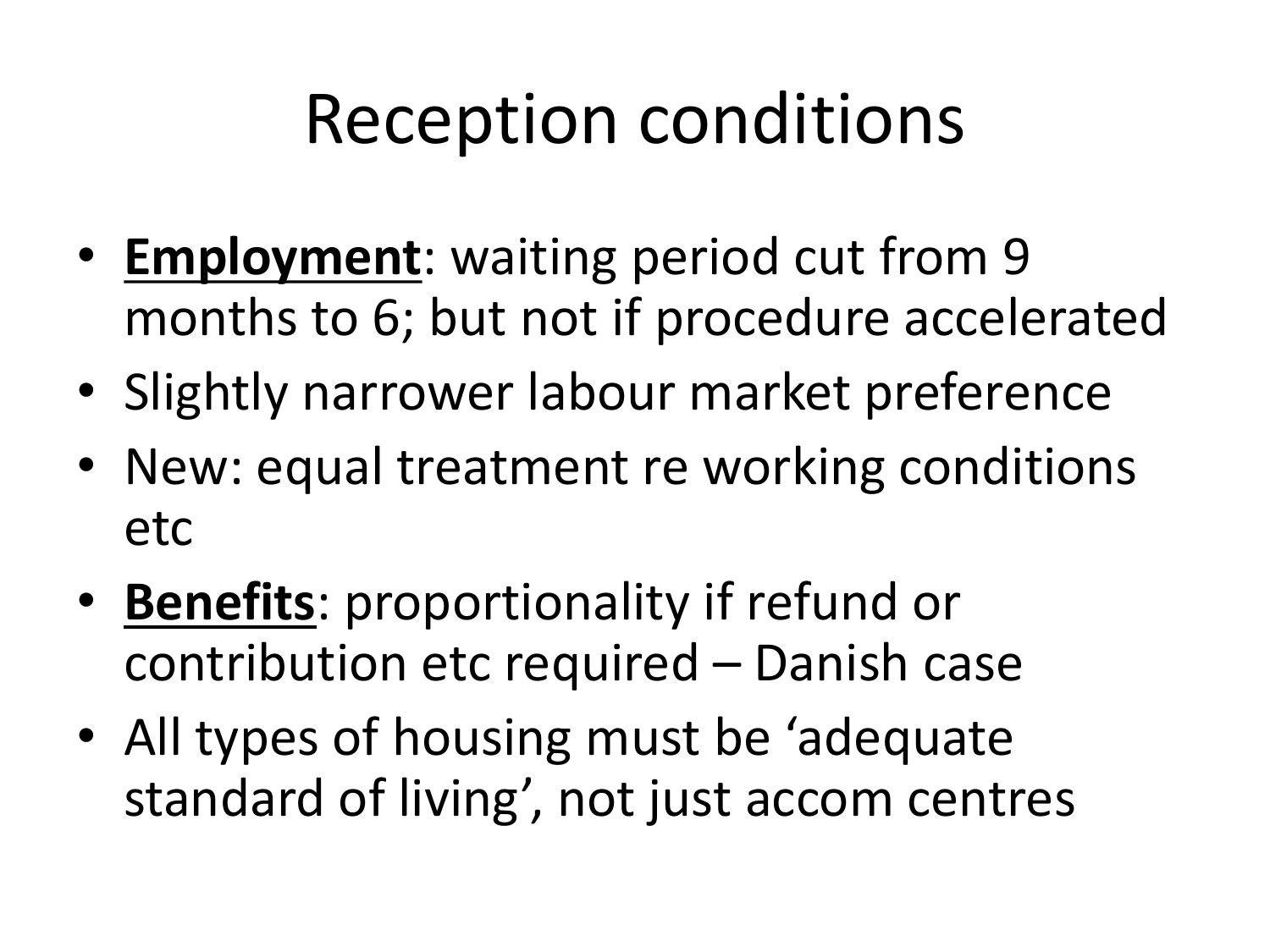# Reception conditions

- **Employment**: waiting period cut from 9 months to 6; but not if procedure accelerated
- Slightly narrower labour market preference
- New: equal treatment re working conditions etc
- **Benefits**: proportionality if refund or contribution etc required – Danish case
- All types of housing must be 'adequate standard of living', not just accom centres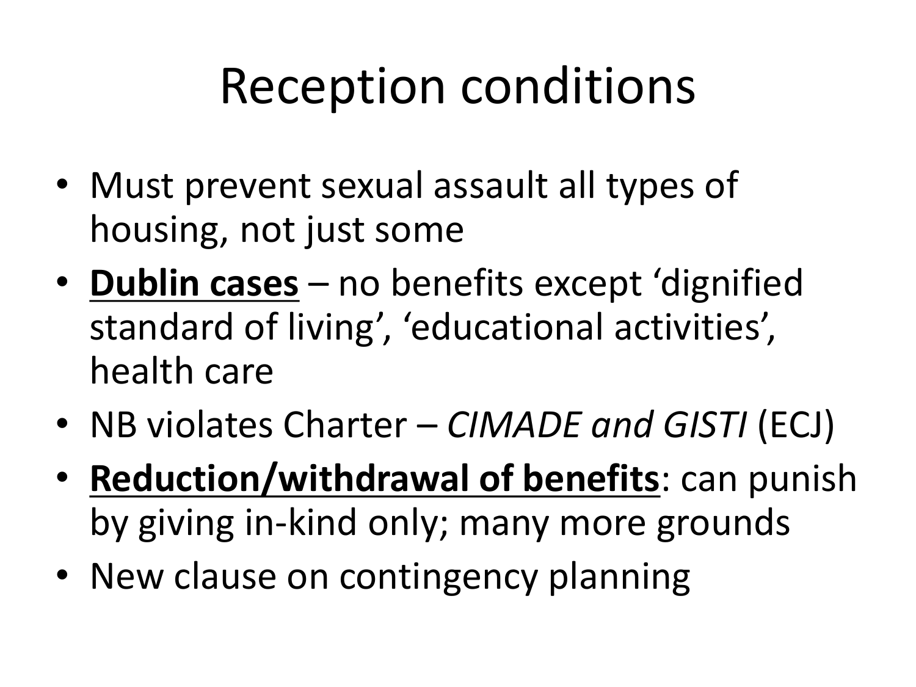# Reception conditions

- Must prevent sexual assault all types of housing, not just some
- **Dublin cases** – no benefits except 'dignified standard of living', 'educational activities', health care
- NB violates Charter – *CIMADE and GISTI* (ECJ)
- **Reduction/withdrawal of benefits**: can punish by giving in-kind only; many more grounds
- New clause on contingency planning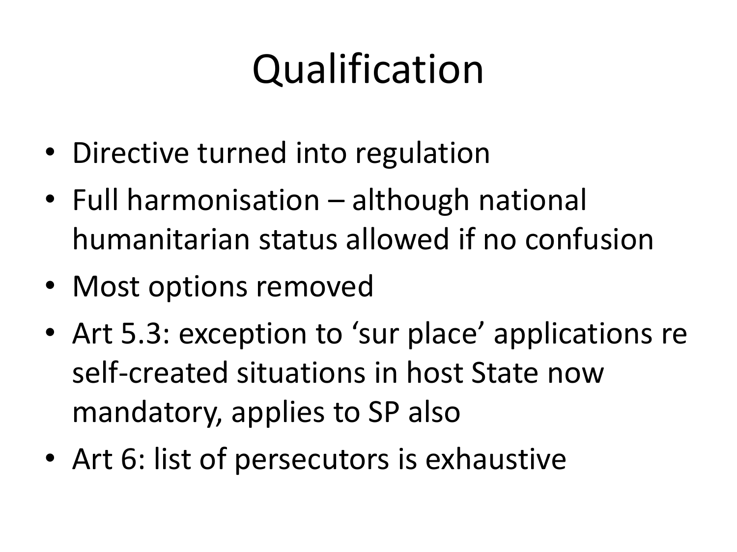# Qualification

- Directive turned into regulation
- Full harmonisation – although national humanitarian status allowed if no confusion
- Most options removed
- Art 5.3: exception to 'sur place' applications re self-created situations in host State now mandatory, applies to SP also
- Art 6: list of persecutors is exhaustive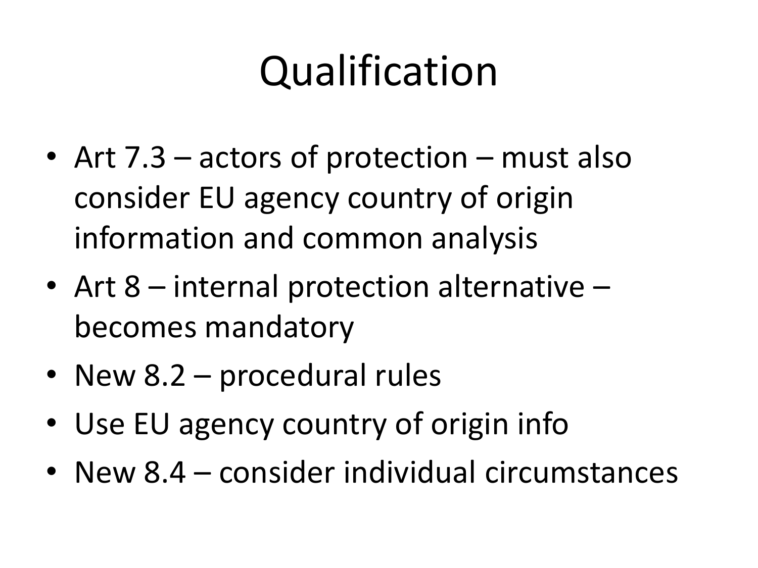# Qualification

- Art 7.3 – actors of protection – must also consider EU agency country of origin information and common analysis
- Art 8 – internal protection alternative – becomes mandatory
- New 8.2 – procedural rules
- Use EU agency country of origin info
- New 8.4 – consider individual circumstances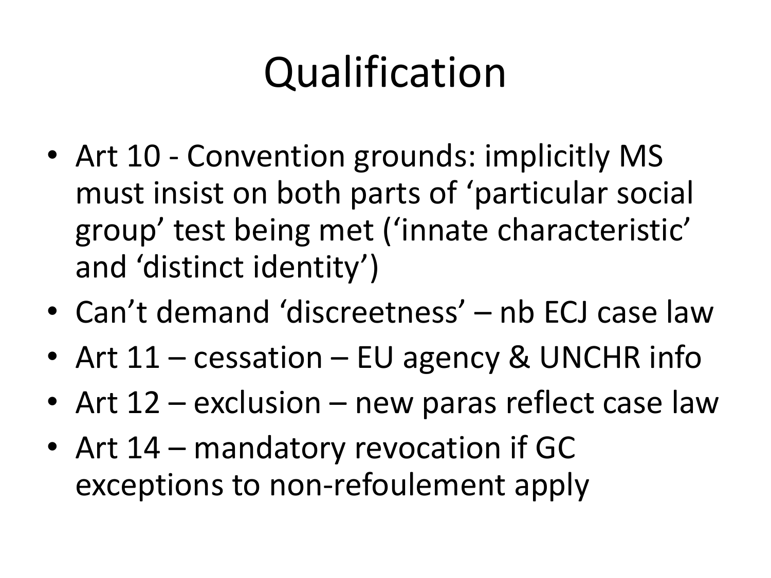# Qualification

- Art 10 - Convention grounds: implicitly MS must insist on both parts of 'particular social group' test being met ('innate characteristic' and 'distinct identity')
- Can't demand 'discreetness' – nb ECJ case law
- Art 11 – cessation – EU agency & UNCHR info
- Art 12 – exclusion – new paras reflect case law
- Art 14 – mandatory revocation if GC exceptions to non-refoulement apply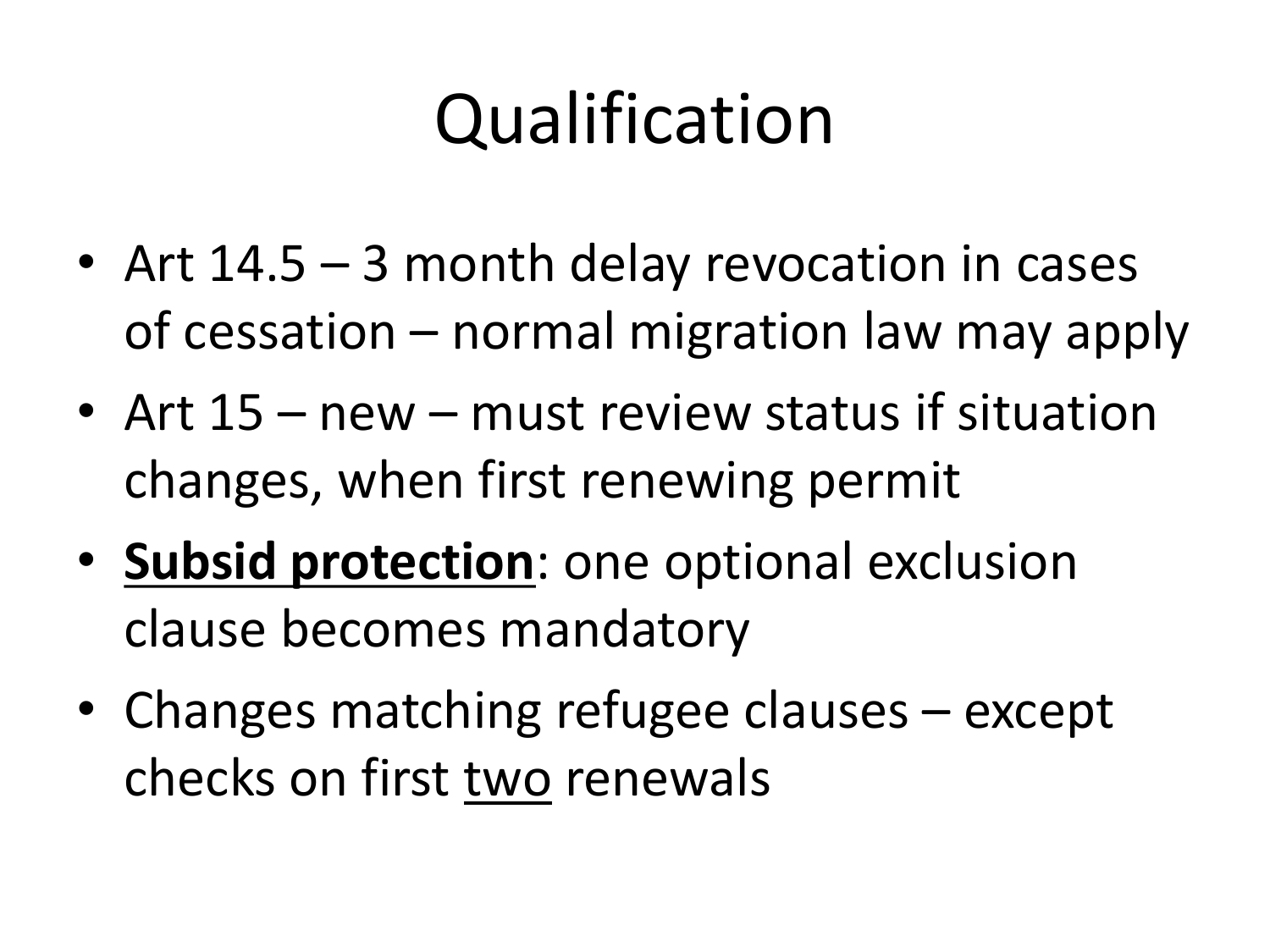# Qualification

- Art 14.5 – 3 month delay revocation in cases of cessation – normal migration law may apply
- Art 15 – new – must review status if situation changes, when first renewing permit
- <u>**Subsid protection**</u>: one optional exclusion clause becomes mandatory
- Changes matching refugee clauses – except checks on first <u>two</u> renewals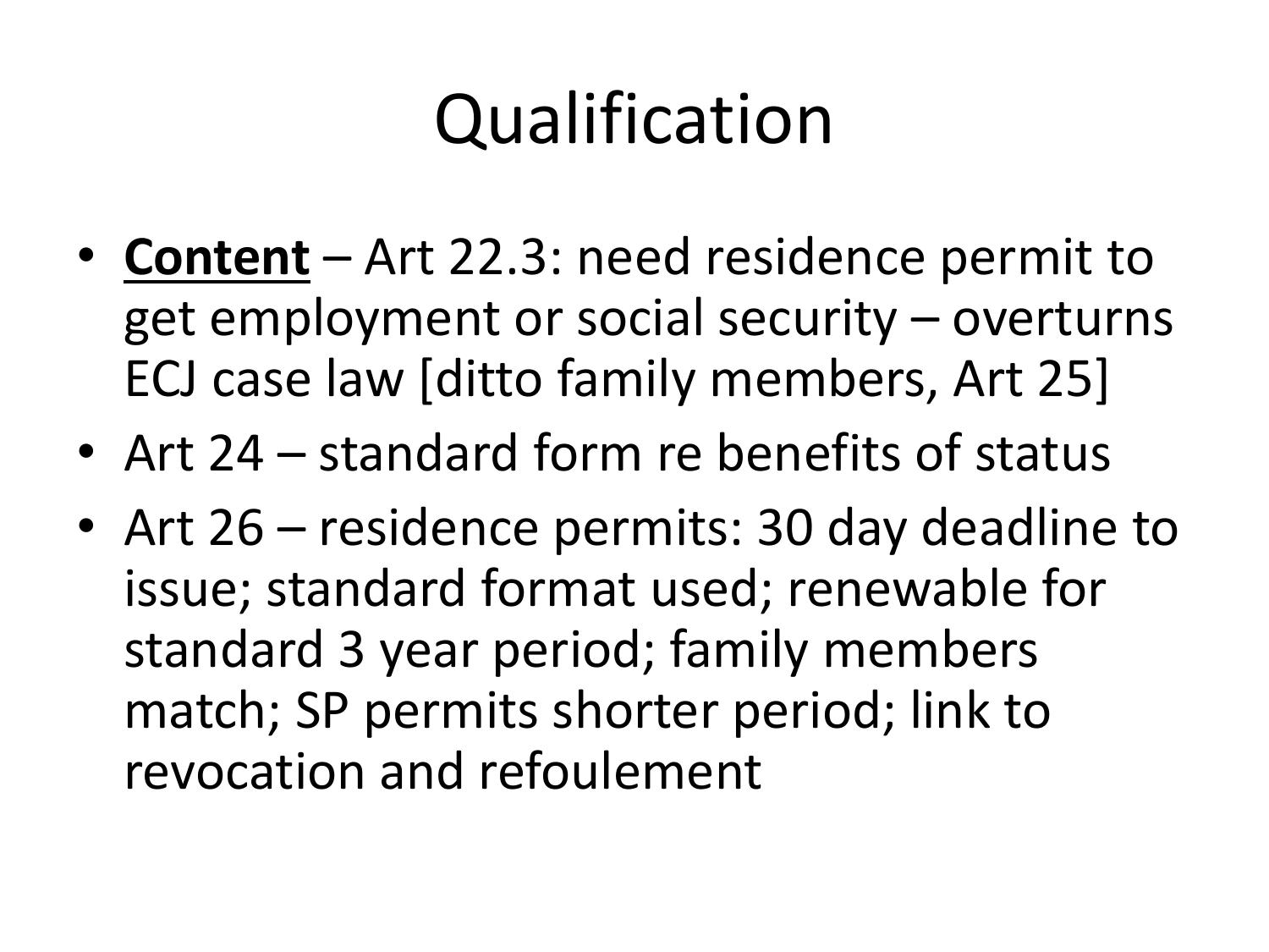# Qualification

- **<u>Content</u>** – Art 22.3: need residence permit to get employment or social security – overturns ECJ case law [ditto family members, Art 25]
- Art 24 – standard form re benefits of status
- Art 26 – residence permits: 30 day deadline to issue; standard format used; renewable for standard 3 year period; family members match; SP permits shorter period; link to revocation and refoulement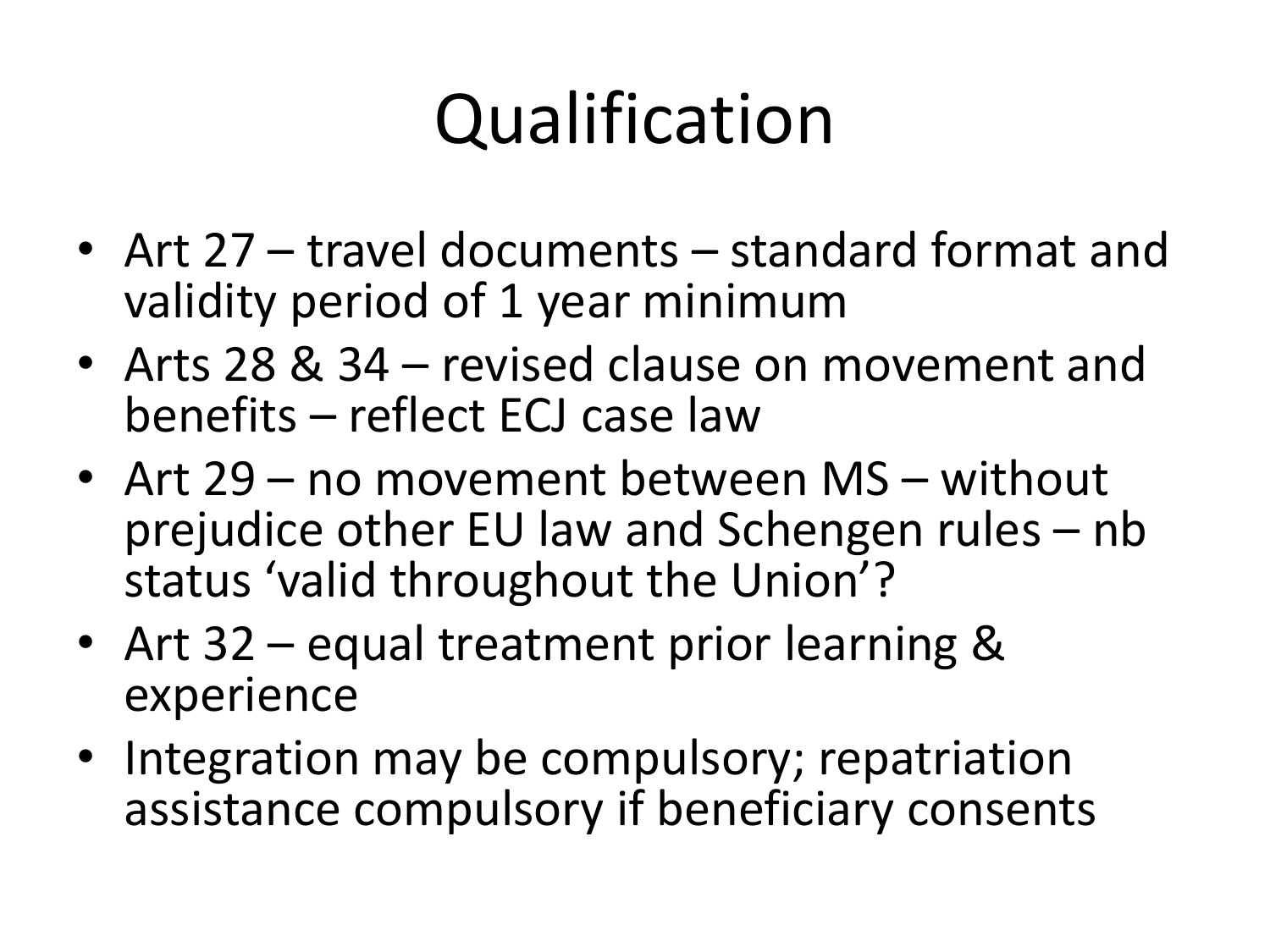# Qualification

- Art 27 – travel documents – standard format and validity period of 1 year minimum
- Arts 28 & 34 – revised clause on movement and benefits – reflect ECJ case law
- Art 29 – no movement between MS – without prejudice other EU law and Schengen rules – nb status 'valid throughout the Union'?
- Art 32 – equal treatment prior learning & experience
- Integration may be compulsory; repatriation assistance compulsory if beneficiary consents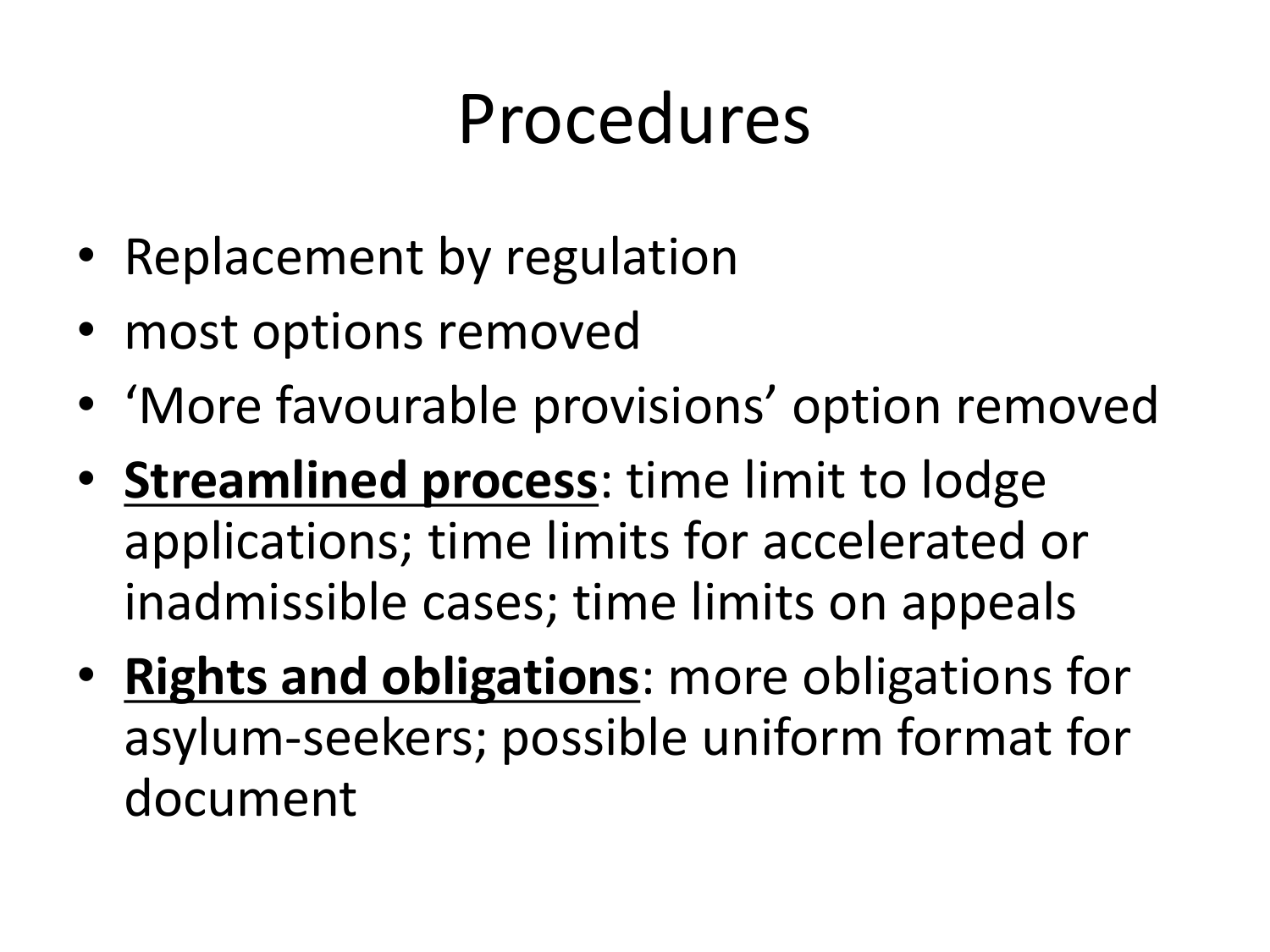# Procedures

- Replacement by regulation
- most options removed
- 'More favourable provisions' option removed
- **Streamlined process**: time limit to lodge applications; time limits for accelerated or inadmissible cases; time limits on appeals
- **Rights and obligations**: more obligations for asylum-seekers; possible uniform format for document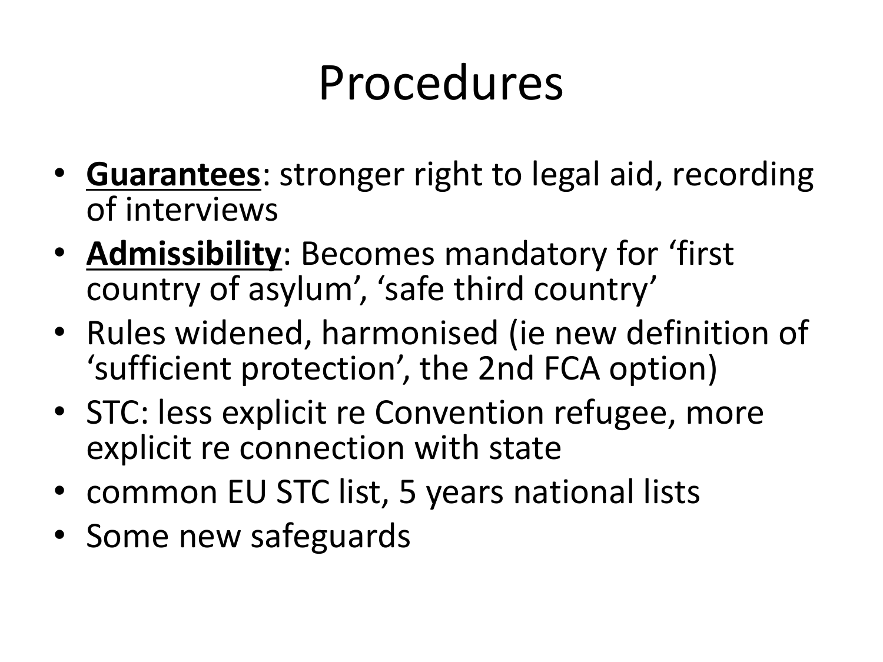# Procedures

- **Guarantees**: stronger right to legal aid, recording of interviews
- **Admissibility**: Becomes mandatory for 'first country of asylum', 'safe third country'
- Rules widened, harmonised (ie new definition of 'sufficient protection', the 2nd FCA option)
- STC: less explicit re Convention refugee, more explicit re connection with state
- common EU STC list, 5 years national lists
- Some new safeguards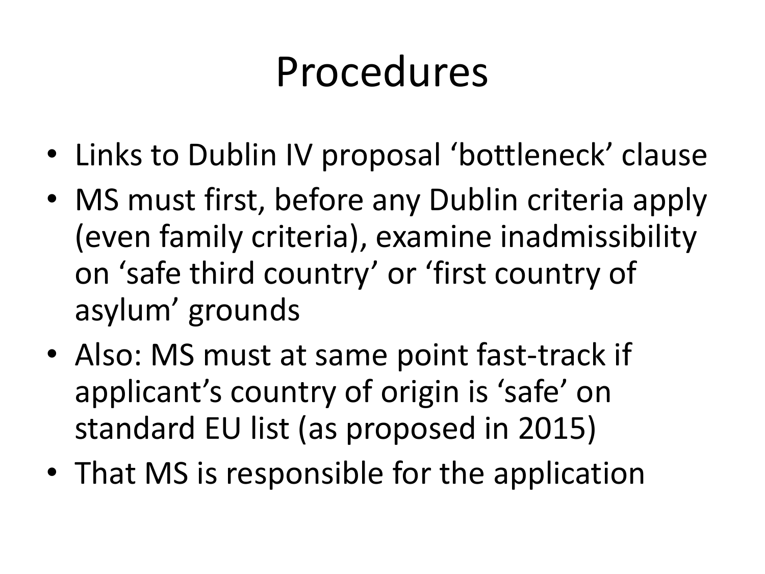# Procedures

- Links to Dublin IV proposal 'bottleneck' clause
- MS must first, before any Dublin criteria apply (even family criteria), examine inadmissibility on 'safe third country' or 'first country of asylum' grounds
- Also: MS must at same point fast-track if applicant's country of origin is 'safe' on standard EU list (as proposed in 2015)
- That MS is responsible for the application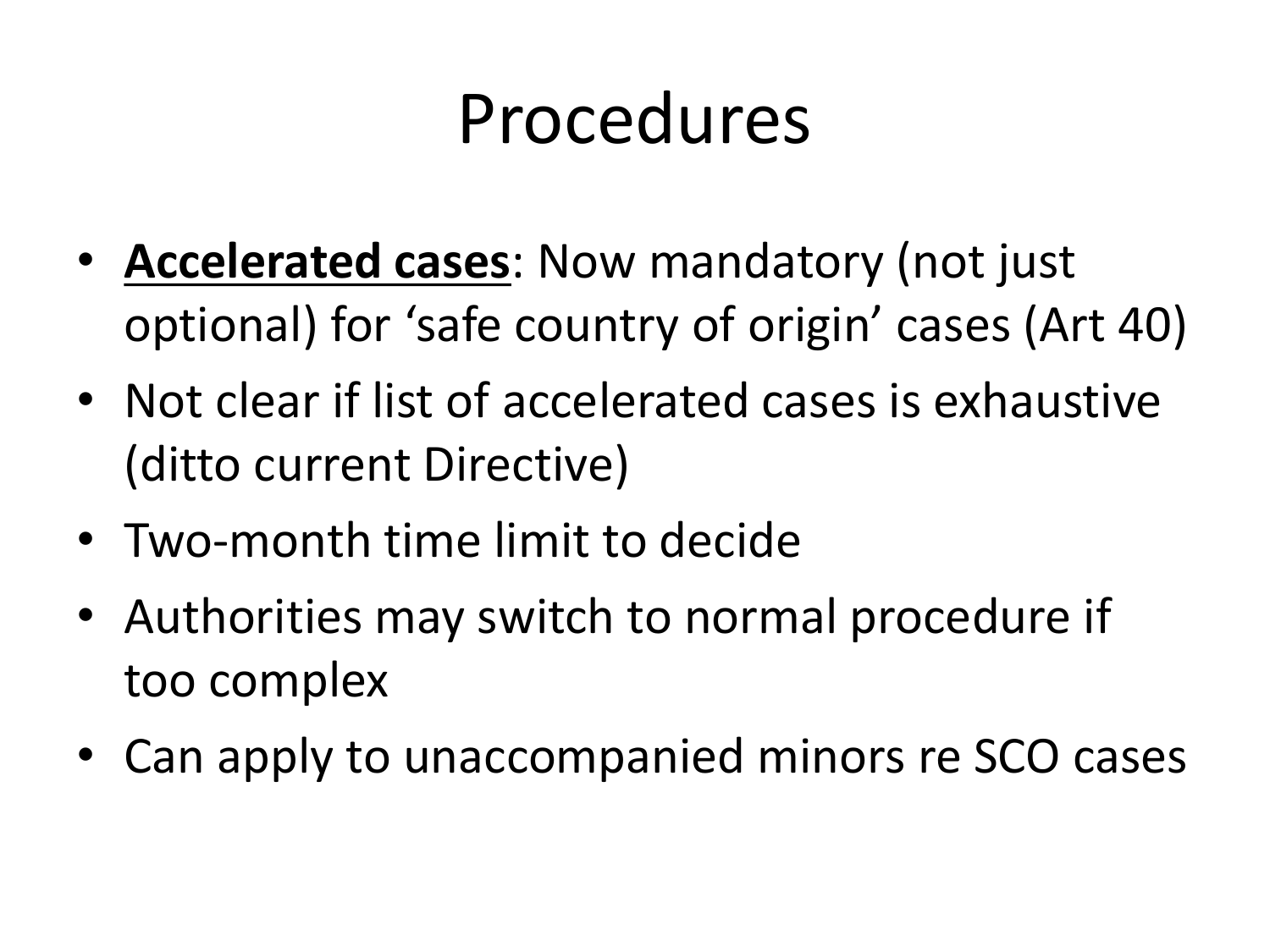# Procedures

- **Accelerated cases**: Now mandatory (not just optional) for 'safe country of origin' cases (Art 40)
- Not clear if list of accelerated cases is exhaustive (ditto current Directive)
- Two-month time limit to decide
- Authorities may switch to normal procedure if too complex
- Can apply to unaccompanied minors re SCO cases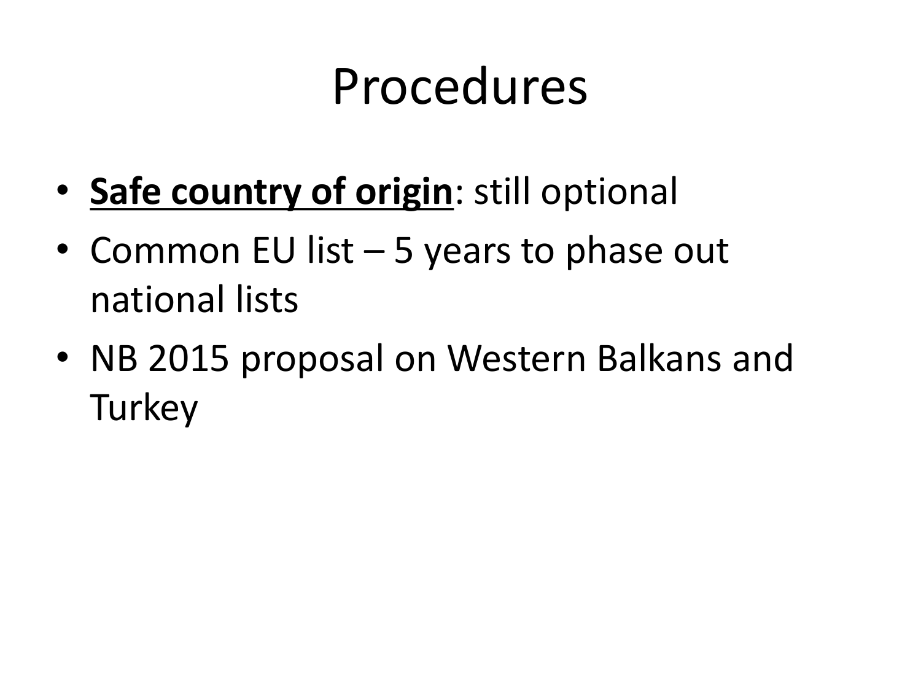# Procedures

- **<u>Safe country of origin</u>**: still optional
- Common EU list – 5 years to phase out national lists
- NB 2015 proposal on Western Balkans and Turkey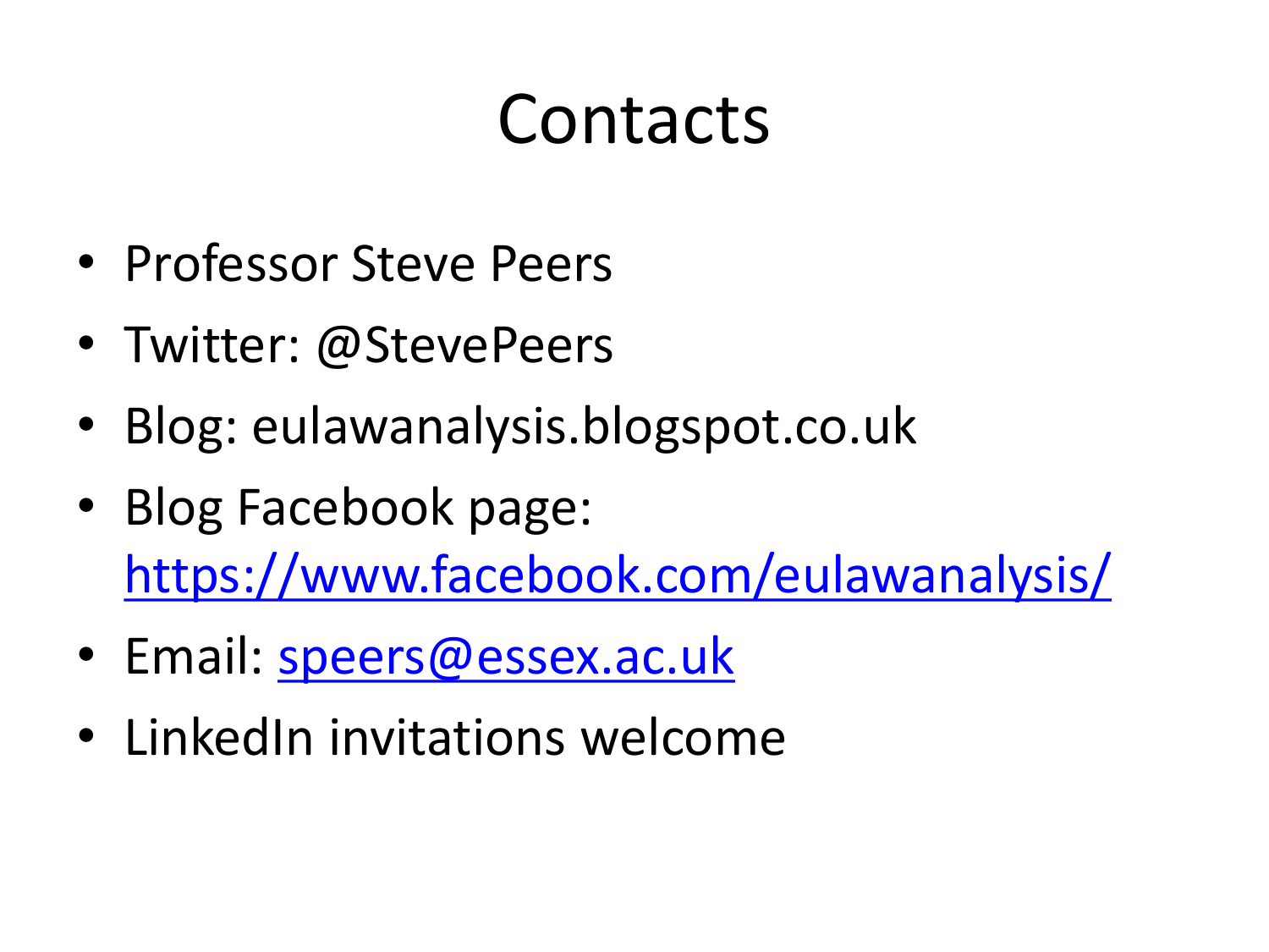# Contacts

- Professor Steve Peers
- Twitter: @StevePeers
- Blog: eulawanalysis.blogspot.co.uk
- Blog Facebook page: https://www.facebook.com/eulawanalysis/
- Email: speers@essex.ac.uk
- LinkedIn invitations welcome